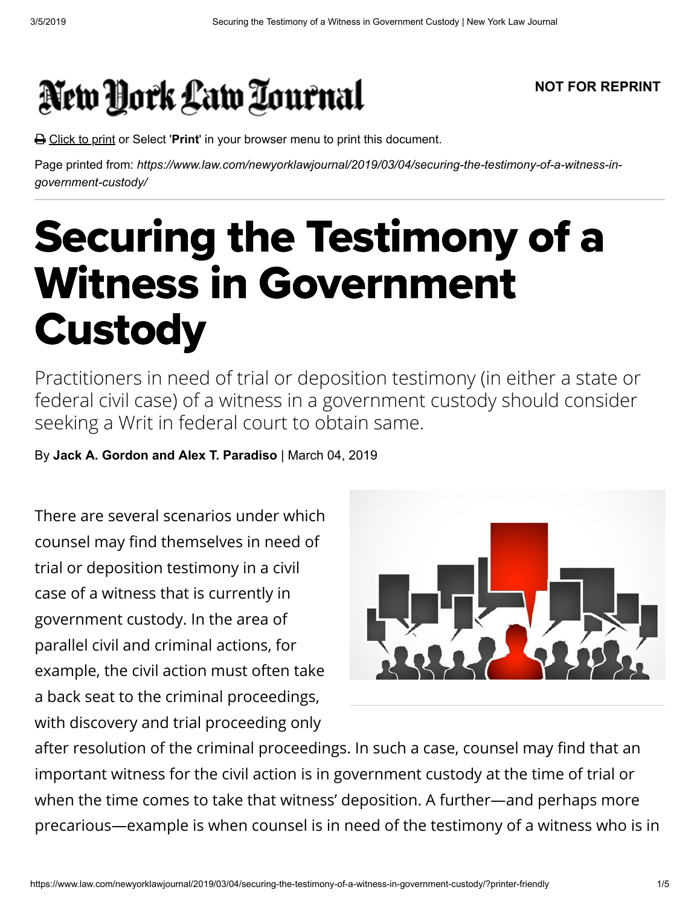New York Law Journal

NOT FOR REPRINT

Click to print or Select '**Print**' in your browser menu to print this document.

Page printed from: *https://www.law.com/newyorklawjournal/2019/03/04/securing-the-testimony-of-a-witness-in-government-custody/*

# Securing the Testimony of a Witness in Government Custody

Practitioners in need of trial or deposition testimony (in either a state or federal civil case) of a witness in a government custody should consider seeking a Writ in federal court to obtain same.

By **Jack A. Gordon and Alex T. Paradiso** | March 04, 2019

There are several scenarios under which counsel may find themselves in need of trial or deposition testimony in a civil case of a witness that is currently in government custody. In the area of parallel civil and criminal actions, for example, the civil action must often take a back seat to the criminal proceedings, with discovery and trial proceeding only after resolution of the criminal proceedings. In such a case, counsel may find that an important witness for the civil action is in government custody at the time of trial or when the time comes to take that witness' deposition. A further—and perhaps more precarious—example is when counsel is in need of the testimony of a witness who is in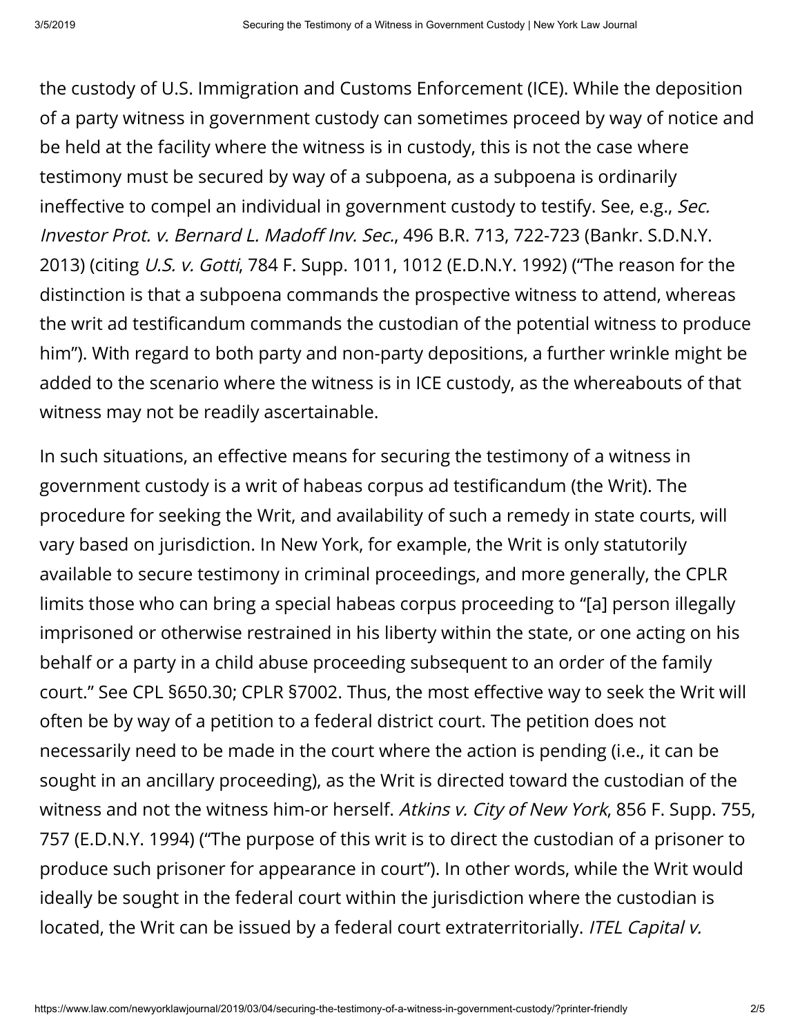the custody of U.S. Immigration and Customs Enforcement (ICE). While the deposition of a party witness in government custody can sometimes proceed by way of notice and be held at the facility where the witness is in custody, this is not the case where testimony must be secured by way of a subpoena, as a subpoena is ordinarily ineffective to compel an individual in government custody to testify. See, e.g., *Sec. Investor Prot. v. Bernard L. Madoff Inv. Sec.*, 496 B.R. 713, 722-723 (Bankr. S.D.N.Y. 2013) (citing *U.S. v. Gotti*, 784 F. Supp. 1011, 1012 (E.D.N.Y. 1992) ("The reason for the distinction is that a subpoena commands the prospective witness to attend, whereas the writ ad testificandum commands the custodian of the potential witness to produce him"). With regard to both party and non-party depositions, a further wrinkle might be added to the scenario where the witness is in ICE custody, as the whereabouts of that witness may not be readily ascertainable.

In such situations, an effective means for securing the testimony of a witness in government custody is a writ of habeas corpus ad testificandum (the Writ). The procedure for seeking the Writ, and availability of such a remedy in state courts, will vary based on jurisdiction. In New York, for example, the Writ is only statutorily available to secure testimony in criminal proceedings, and more generally, the CPLR limits those who can bring a special habeas corpus proceeding to "[a] person illegally imprisoned or otherwise restrained in his liberty within the state, or one acting on his behalf or a party in a child abuse proceeding subsequent to an order of the family court." See CPL §650.30; CPLR §7002. Thus, the most effective way to seek the Writ will often be by way of a petition to a federal district court. The petition does not necessarily need to be made in the court where the action is pending (i.e., it can be sought in an ancillary proceeding), as the Writ is directed toward the custodian of the witness and not the witness him-or herself. *Atkins v. City of New York*, 856 F. Supp. 755, 757 (E.D.N.Y. 1994) ("The purpose of this writ is to direct the custodian of a prisoner to produce such prisoner for appearance in court"). In other words, while the Writ would ideally be sought in the federal court within the jurisdiction where the custodian is located, the Writ can be issued by a federal court extraterritorially. *ITEL Capital v.*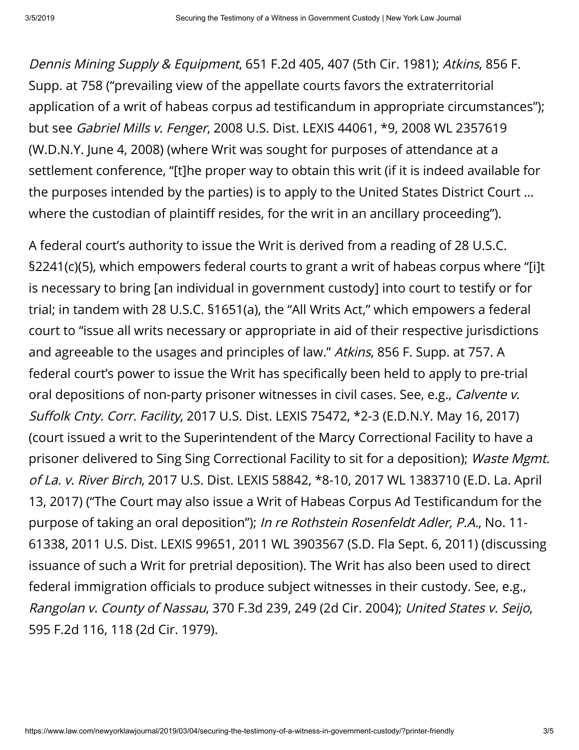*Dennis Mining Supply & Equipment*, 651 F.2d 405, 407 (5th Cir. 1981); *Atkins*, 856 F. Supp. at 758 ("prevailing view of the appellate courts favors the extraterritorial application of a writ of habeas corpus ad testificandum in appropriate circumstances"); but see *Gabriel Mills v. Fenger*, 2008 U.S. Dist. LEXIS 44061, *9, 2008 WL 2357619 (W.D.N.Y. June 4, 2008) (where Writ was sought for purposes of attendance at a settlement conference, "[t]he proper way to obtain this writ (if it is indeed available for the purposes intended by the parties) is to apply to the United States District Court … where the custodian of plaintiff resides, for the writ in an ancillary proceeding").

A federal court's authority to issue the Writ is derived from a reading of 28 U.S.C. §2241(c)(5), which empowers federal courts to grant a writ of habeas corpus where "[i]t is necessary to bring [an individual in government custody] into court to testify or for trial; in tandem with 28 U.S.C. §1651(a), the "All Writs Act," which empowers a federal court to "issue all writs necessary or appropriate in aid of their respective jurisdictions and agreeable to the usages and principles of law." *Atkins*, 856 F. Supp. at 757. A federal court's power to issue the Writ has specifically been held to apply to pre-trial oral depositions of non-party prisoner witnesses in civil cases. See, e.g., *Calvente v. Suffolk Cnty. Corr. Facility*, 2017 U.S. Dist. LEXIS 75472, *2-3 (E.D.N.Y. May 16, 2017) (court issued a writ to the Superintendent of the Marcy Correctional Facility to have a prisoner delivered to Sing Sing Correctional Facility to sit for a deposition); *Waste Mgmt. of La. v. River Birch*, 2017 U.S. Dist. LEXIS 58842, *8-10, 2017 WL 1383710 (E.D. La. April 13, 2017) ("The Court may also issue a Writ of Habeas Corpus Ad Testificandum for the purpose of taking an oral deposition"); *In re Rothstein Rosenfeldt Adler, P.A.*, No. 11-61338, 2011 U.S. Dist. LEXIS 99651, 2011 WL 3903567 (S.D. Fla Sept. 6, 2011) (discussing issuance of such a Writ for pretrial deposition). The Writ has also been used to direct federal immigration officials to produce subject witnesses in their custody. See, e.g., *Rangolan v. County of Nassau*, 370 F.3d 239, 249 (2d Cir. 2004); *United States v. Seijo*, 595 F.2d 116, 118 (2d Cir. 1979).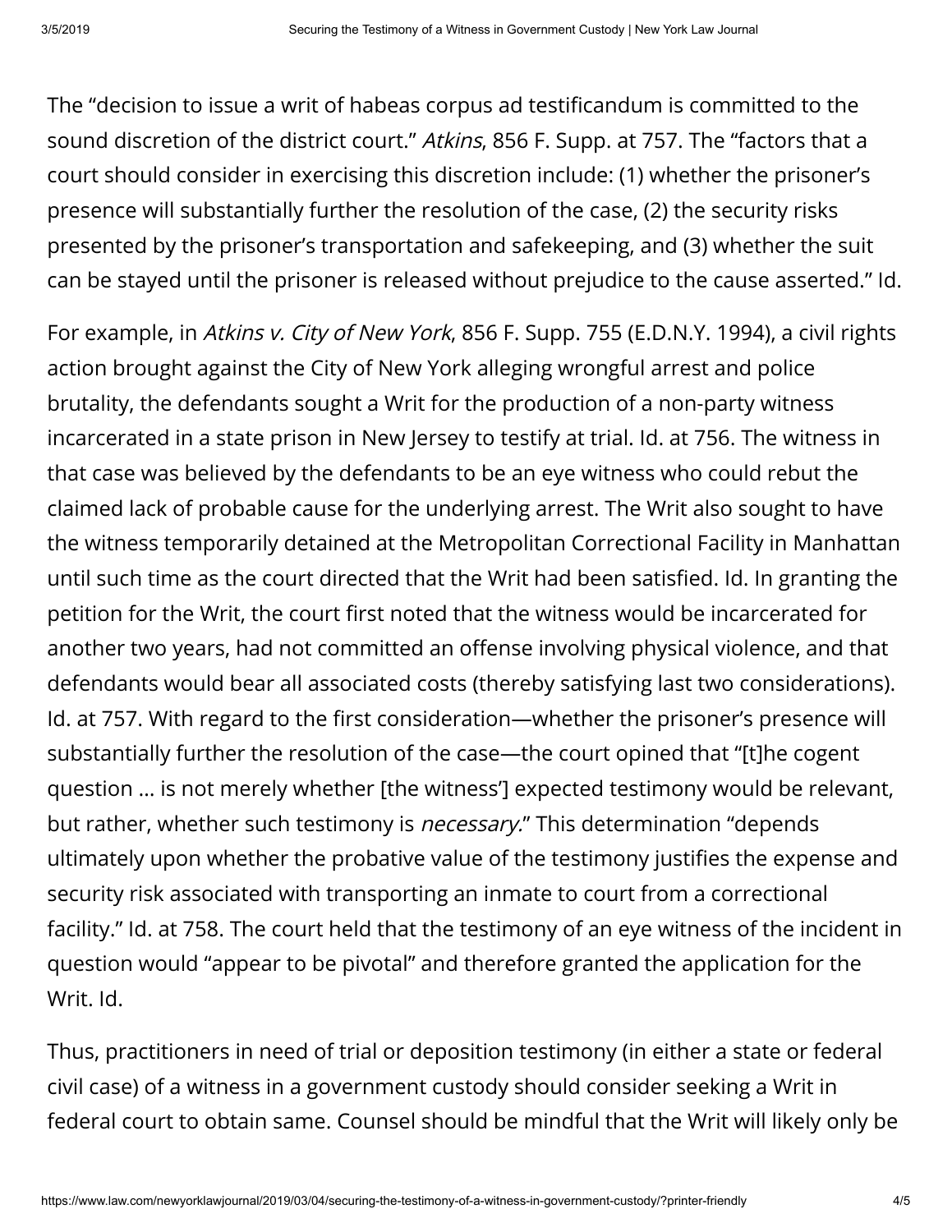The "decision to issue a writ of habeas corpus ad testificandum is committed to the sound discretion of the district court." *Atkins*, 856 F. Supp. at 757. The "factors that a court should consider in exercising this discretion include: (1) whether the prisoner's presence will substantially further the resolution of the case, (2) the security risks presented by the prisoner's transportation and safekeeping, and (3) whether the suit can be stayed until the prisoner is released without prejudice to the cause asserted." Id.

For example, in *Atkins v. City of New York*, 856 F. Supp. 755 (E.D.N.Y. 1994), a civil rights action brought against the City of New York alleging wrongful arrest and police brutality, the defendants sought a Writ for the production of a non-party witness incarcerated in a state prison in New Jersey to testify at trial. Id. at 756. The witness in that case was believed by the defendants to be an eye witness who could rebut the claimed lack of probable cause for the underlying arrest. The Writ also sought to have the witness temporarily detained at the Metropolitan Correctional Facility in Manhattan until such time as the court directed that the Writ had been satisfied. Id. In granting the petition for the Writ, the court first noted that the witness would be incarcerated for another two years, had not committed an offense involving physical violence, and that defendants would bear all associated costs (thereby satisfying last two considerations). Id. at 757. With regard to the first consideration—whether the prisoner's presence will substantially further the resolution of the case—the court opined that "[t]he cogent question … is not merely whether [the witness'] expected testimony would be relevant, but rather, whether such testimony is *necessary*." This determination "depends ultimately upon whether the probative value of the testimony justifies the expense and security risk associated with transporting an inmate to court from a correctional facility." Id. at 758. The court held that the testimony of an eye witness of the incident in question would "appear to be pivotal" and therefore granted the application for the Writ. Id.

Thus, practitioners in need of trial or deposition testimony (in either a state or federal civil case) of a witness in a government custody should consider seeking a Writ in federal court to obtain same. Counsel should be mindful that the Writ will likely only be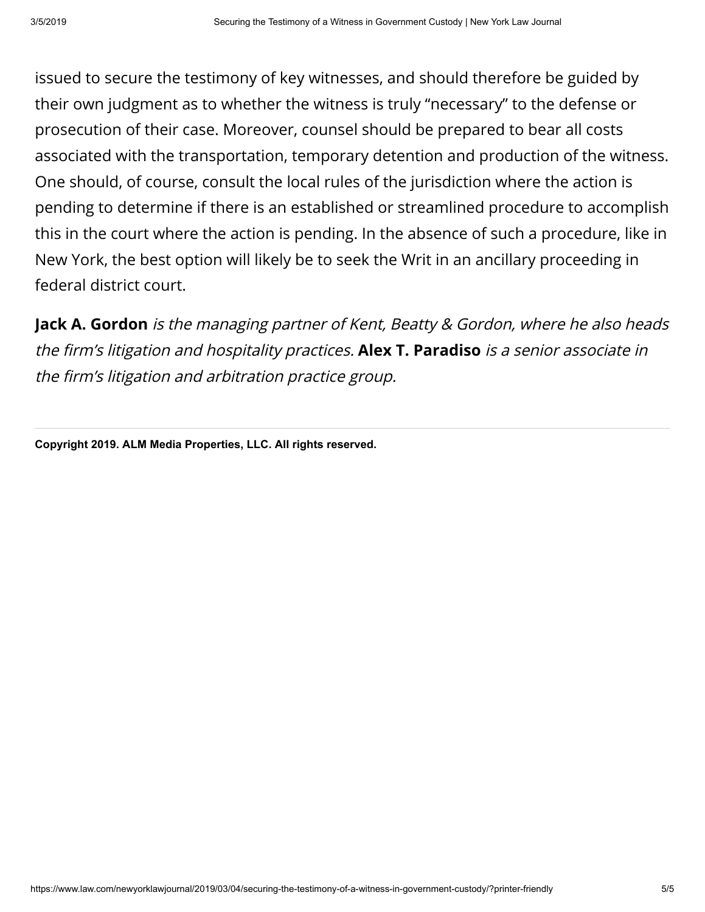issued to secure the testimony of key witnesses, and should therefore be guided by their own judgment as to whether the witness is truly "necessary" to the defense or prosecution of their case. Moreover, counsel should be prepared to bear all costs associated with the transportation, temporary detention and production of the witness. One should, of course, consult the local rules of the jurisdiction where the action is pending to determine if there is an established or streamlined procedure to accomplish this in the court where the action is pending. In the absence of such a procedure, like in New York, the best option will likely be to seek the Writ in an ancillary proceeding in federal district court.

**Jack A. Gordon** *is the managing partner of Kent, Beatty & Gordon, where he also heads the firm's litigation and hospitality practices.* **Alex T. Paradiso** *is a senior associate in the firm's litigation and arbitration practice group.*

---

**Copyright 2019. ALM Media Properties, LLC. All rights reserved.**